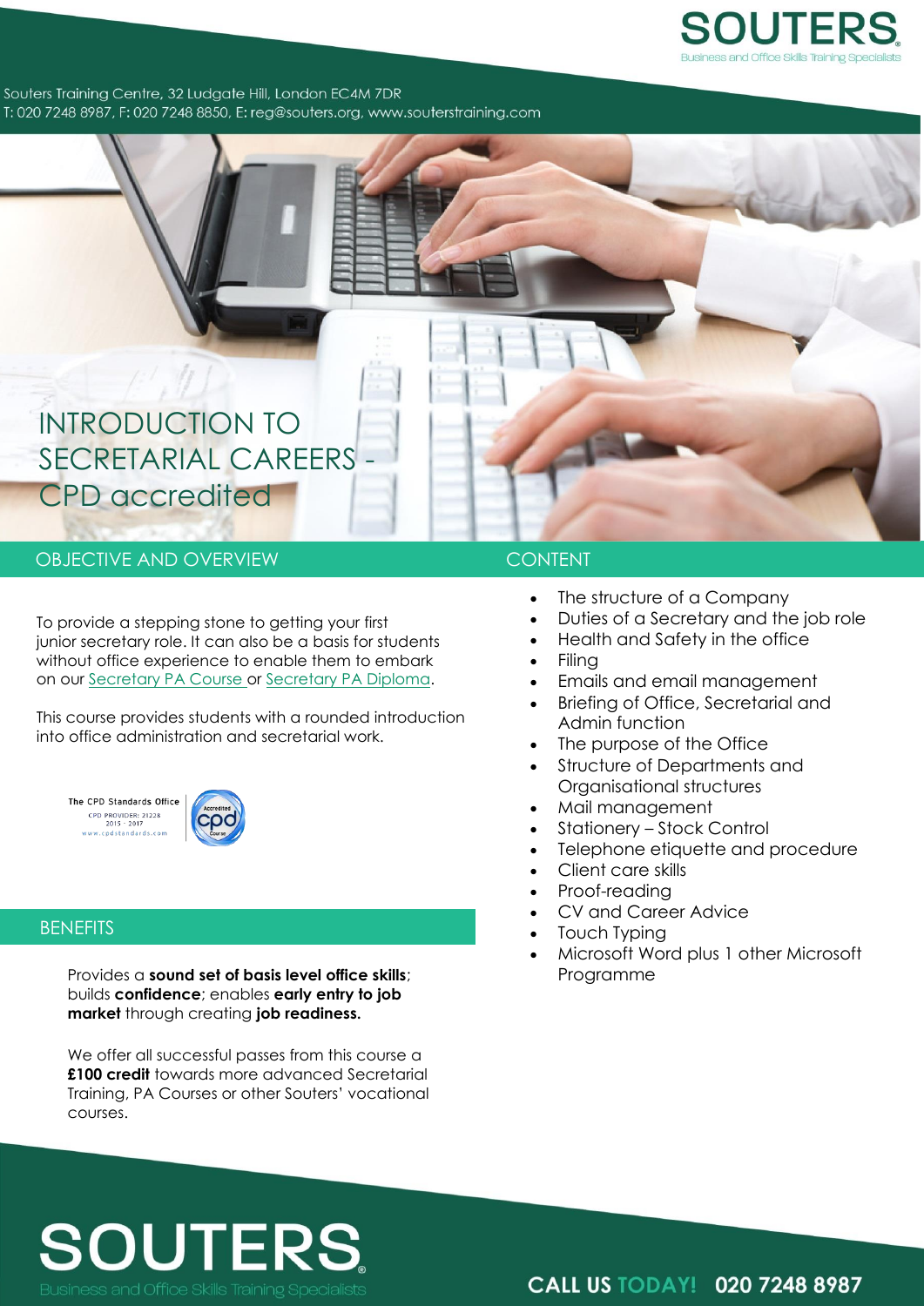SOUTERS

Business and Office Skills Training Specialists

Souters Training Centre, 32 Ludgate Hill, London EC4M 7DR
T: 020 7248 8987, F: 020 7248 8850, E: reg@souters.org, www.souterstraining.com

# INTRODUCTION TO SECRETARIAL CAREERS - CPD accredited

## OBJECTIVE AND OVERVIEW

To provide a stepping stone to getting your first junior secretary role. It can also be a basis for students without office experience to enable them to embark on our Secretary PA Course or Secretary PA Diploma.

This course provides students with a rounded introduction into office administration and secretarial work.

The CPD Standards Office
CPD PROVIDER: 21228
2015 - 2017
www.cpdstandards.com

Accredited cpd Course

## BENEFITS

Provides a **sound set of basis level office skills**; builds **confidence**; enables **early entry to job market** through creating **job readiness.**

We offer all successful passes from this course a **£100 credit** towards more advanced Secretarial Training, PA Courses or other Souters' vocational courses.

## CONTENT

- The structure of a Company
- Duties of a Secretary and the job role
- Health and Safety in the office
- Filing
- Emails and email management
- Briefing of Office, Secretarial and Admin function
- The purpose of the Office
- Structure of Departments and Organisational structures
- Mail management
- Stationery – Stock Control
- Telephone etiquette and procedure
- Client care skills
- Proof-reading
- CV and Career Advice
- Touch Typing
- Microsoft Word plus 1 other Microsoft Programme

SOUTERS

Business and Office Skills Training Specialists

**CALL US TODAY! 020 7248 8987**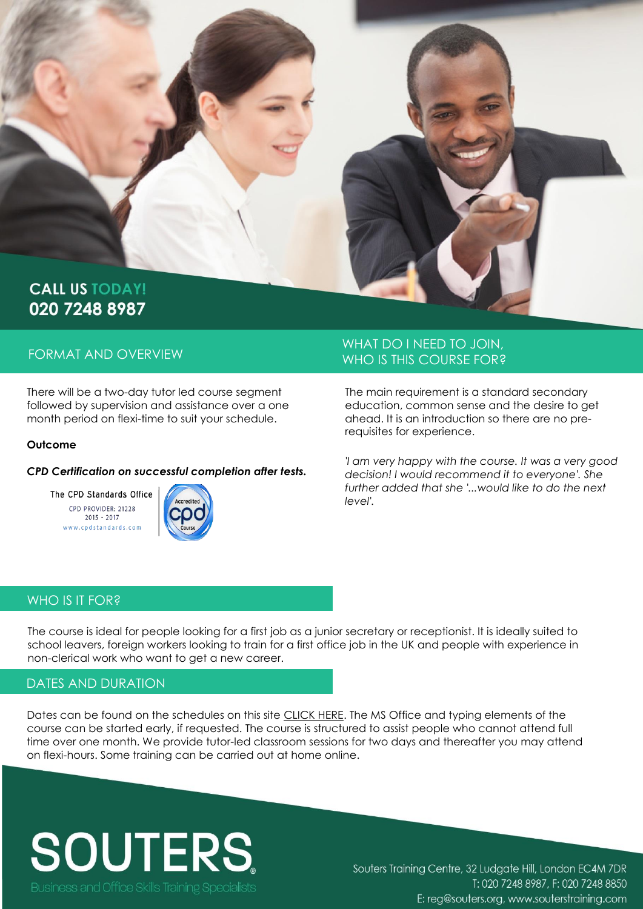**CALL US TODAY!**
**020 7248 8987**

## FORMAT AND OVERVIEW

There will be a two-day tutor led course segment followed by supervision and assistance over a one month period on flexi-time to suit your schedule.

**Outcome**

***CPD Certification on successful completion after tests.***

The CPD Standards Office
CPD PROVIDER: 21228
2015 - 2017
www.cpdstandards.com

Accredited cpd Course

## WHAT DO I NEED TO JOIN, WHO IS THIS COURSE FOR?

The main requirement is a standard secondary education, common sense and the desire to get ahead. It is an introduction so there are no pre-requisites for experience.

*'I am very happy with the course. It was a very good decision! I would recommend it to everyone'. She further added that she '...would like to do the next level'.*

## WHO IS IT FOR?

The course is ideal for people looking for a first job as a junior secretary or receptionist. It is ideally suited to school leavers, foreign workers looking to train for a first office job in the UK and people with experience in non-clerical work who want to get a new career.

## DATES AND DURATION

Dates can be found on the schedules on this site CLICK HERE. The MS Office and typing elements of the course can be started early, if requested. The course is structured to assist people who cannot attend full time over one month. We provide tutor-led classroom sessions for two days and thereafter you may attend on flexi-hours. Some training can be carried out at home online.

**SOUTERS**
Business and Office Skills Training Specialists

Souters Training Centre, 32 Ludgate Hill, London EC4M 7DR
T: 020 7248 8987, F: 020 7248 8850
E: reg@souters.org, www.souterstraining.com